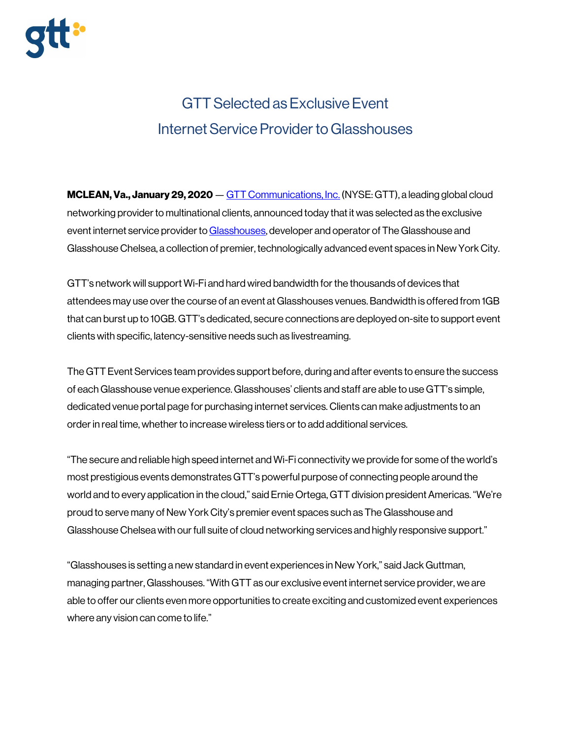# GTT Selected as Exclusive Event Internet Service Provider to Glasshouses

**MCLEAN, Va., January 29, 2020** — GTT Communications, Inc. (NYSE: GTT), a leading global cloud networking provider to multinational clients, announced today that it was selected as the exclusive event internet service provider to Glasshouses, developer and operator of The Glasshouse and Glasshouse Chelsea, a collection of premier, technologically advanced event spaces in New York City.

GTT's network will support Wi-Fi and hard wired bandwidth for the thousands of devices that attendees may use over the course of an event at Glasshouses venues. Bandwidth is offered from 1GB that can burst up to 10GB. GTT's dedicated, secure connections are deployed on-site to support event clients with specific, latency-sensitive needs such as livestreaming.

The GTT Event Services team provides support before, during and after events to ensure the success of each Glasshouse venue experience. Glasshouses' clients and staff are able to use GTT's simple, dedicated venue portal page for purchasing internet services. Clients can make adjustments to an order in real time, whether to increase wireless tiers or to add additional services.

"The secure and reliable high speed internet and Wi-Fi connectivity we provide for some of the world's most prestigious events demonstrates GTT's powerful purpose of connecting people around the world and to every application in the cloud," said Ernie Ortega, GTT division president Americas. "We're proud to serve many of New York City's premier event spaces such as The Glasshouse and Glasshouse Chelsea with our full suite of cloud networking services and highly responsive support."

"Glasshouses is setting a new standard in event experiences in New York," said Jack Guttman, managing partner, Glasshouses. "With GTT as our exclusive event internet service provider, we are able to offer our clients even more opportunities to create exciting and customized event experiences where any vision can come to life."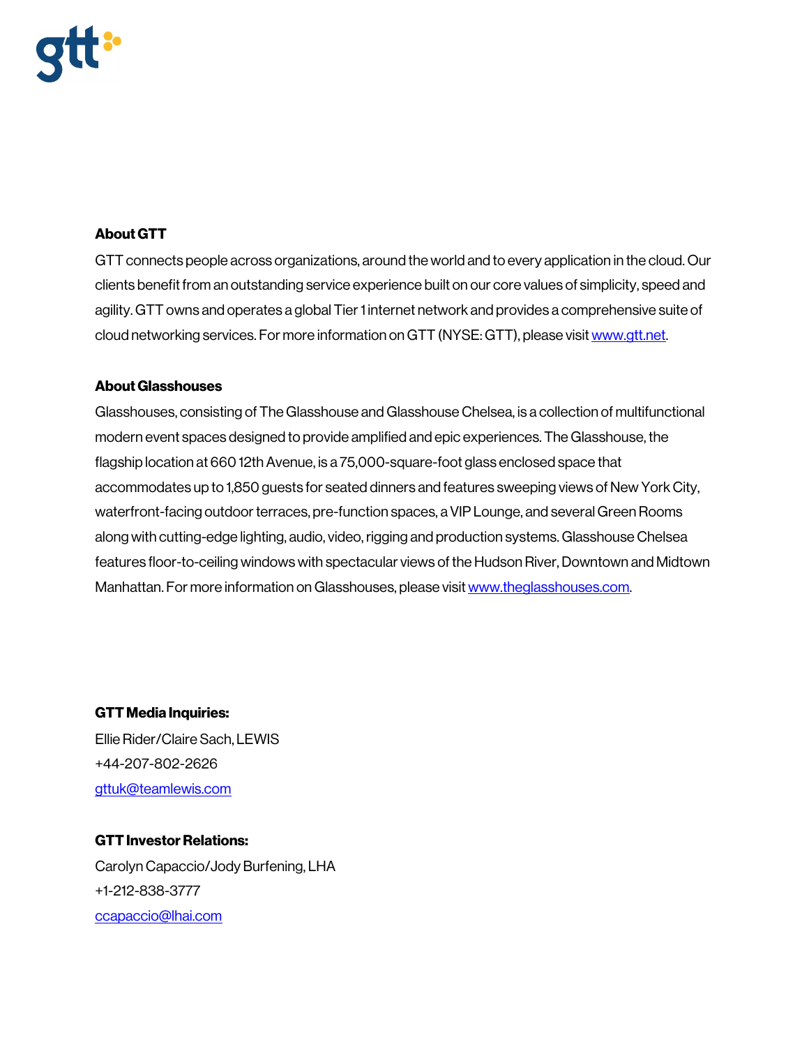**About GTT**

GTT connects people across organizations, around the world and to every application in the cloud. Our clients benefit from an outstanding service experience built on our core values of simplicity, speed and agility. GTT owns and operates a global Tier 1 internet network and provides a comprehensive suite of cloud networking services. For more information on GTT (NYSE: GTT), please visit www.gtt.net.

**About Glasshouses**

Glasshouses, consisting of The Glasshouse and Glasshouse Chelsea, is a collection of multifunctional modern event spaces designed to provide amplified and epic experiences. The Glasshouse, the flagship location at 660 12th Avenue, is a 75,000-square-foot glass enclosed space that accommodates up to 1,850 guests for seated dinners and features sweeping views of New York City, waterfront-facing outdoor terraces, pre-function spaces, a VIP Lounge, and several Green Rooms along with cutting-edge lighting, audio, video, rigging and production systems. Glasshouse Chelsea features floor-to-ceiling windows with spectacular views of the Hudson River, Downtown and Midtown Manhattan. For more information on Glasshouses, please visit www.theglasshouses.com.

**GTT Media Inquiries:**
Ellie Rider/Claire Sach, LEWIS
+44-207-802-2626
gttuk@teamlewis.com

**GTT Investor Relations:**
Carolyn Capaccio/Jody Burfening, LHA
+1-212-838-3777
ccapaccio@lhai.com